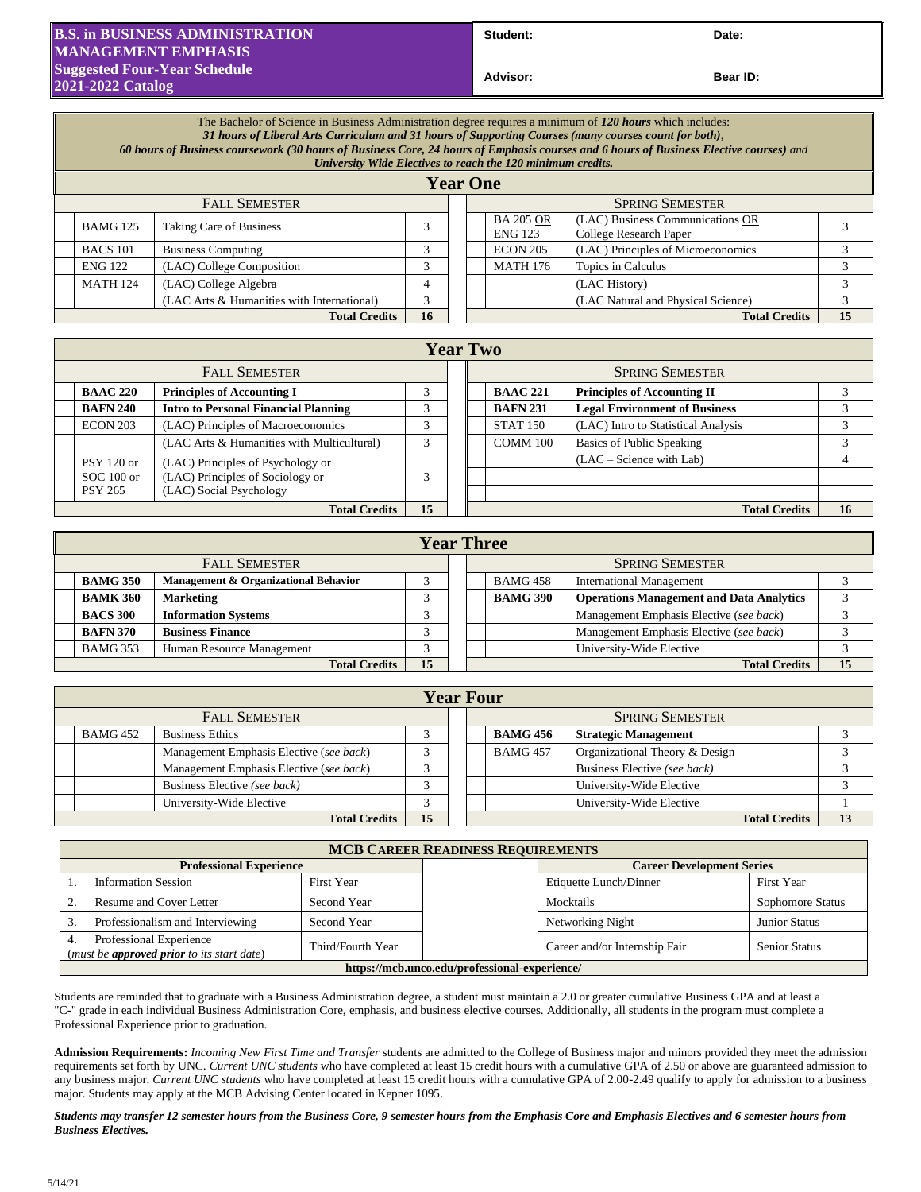# B.S. in BUSINESS ADMINISTRATION MANAGEMENT EMPHASIS
## Suggested Four-Year Schedule
## 2021-2022 Catalog

**Student:** **Date:**

**Advisor:** **Bear ID:**

The Bachelor of Science in Business Administration degree requires a minimum of ***120 hours*** which includes:
***31 hours of Liberal Arts Curriculum and 31 hours of Supporting Courses (many courses count for both)***, ***60 hours of Business coursework (30 hours of Business Core, 24 hours of Emphasis courses and 6 hours of Business Elective courses)*** *and* ***University Wide Electives to reach the 120 minimum credits.***

## Year One

| FALL SEMESTER | | | SPRING SEMESTER | | |
|---|---|---|---|---|---|
| BAMG 125 | Taking Care of Business | 3 | BA 205 OR ENG 123 | (LAC) Business Communications OR College Research Paper | 3 |
| BACS 101 | Business Computing | 3 | ECON 205 | (LAC) Principles of Microeconomics | 3 |
| ENG 122 | (LAC) College Composition | 3 | MATH 176 | Topics in Calculus | 3 |
| MATH 124 | (LAC) College Algebra | 4 | | (LAC History) | 3 |
| | (LAC Arts & Humanities with International) | 3 | | (LAC Natural and Physical Science) | 3 |
| | **Total Credits** | **16** | | **Total Credits** | **15** |

## Year Two

| FALL SEMESTER | | | SPRING SEMESTER | | |
|---|---|---|---|---|---|
| **BAAC 220** | **Principles of Accounting I** | 3 | **BAAC 221** | **Principles of Accounting II** | 3 |
| **BAFN 240** | **Intro to Personal Financial Planning** | 3 | **BAFN 231** | **Legal Environment of Business** | 3 |
| ECON 203 | (LAC) Principles of Macroeconomics | 3 | STAT 150 | (LAC) Intro to Statistical Analysis | 3 |
| | (LAC Arts & Humanities with Multicultural) | 3 | COMM 100 | Basics of Public Speaking | 3 |
| PSY 120 or SOC 100 or PSY 265 | (LAC) Principles of Psychology or (LAC) Principles of Sociology or (LAC) Social Psychology | 3 | | (LAC – Science with Lab) | 4 |
| | **Total Credits** | **15** | | **Total Credits** | **16** |

## Year Three

| FALL SEMESTER | | | SPRING SEMESTER | | |
|---|---|---|---|---|---|
| **BAMG 350** | **Management & Organizational Behavior** | 3 | BAMG 458 | International Management | 3 |
| **BAMK 360** | **Marketing** | 3 | **BAMG 390** | **Operations Management and Data Analytics** | 3 |
| **BACS 300** | **Information Systems** | 3 | | Management Emphasis Elective (*see back*) | 3 |
| **BAFN 370** | **Business Finance** | 3 | | Management Emphasis Elective (*see back*) | 3 |
| BAMG 353 | Human Resource Management | 3 | | University-Wide Elective | 3 |
| | **Total Credits** | **15** | | **Total Credits** | **15** |

## Year Four

| FALL SEMESTER | | | SPRING SEMESTER | | |
|---|---|---|---|---|---|
| BAMG 452 | Business Ethics | 3 | **BAMG 456** | **Strategic Management** | 3 |
| | Management Emphasis Elective (*see back*) | 3 | BAMG 457 | Organizational Theory & Design | 3 |
| | Management Emphasis Elective (*see back*) | 3 | | Business Elective (*see back*) | 3 |
| | Business Elective (*see back*) | 3 | | University-Wide Elective | 3 |
| | University-Wide Elective | 3 | | University-Wide Elective | 1 |
| | **Total Credits** | **15** | | **Total Credits** | **13** |

## MCB Career Readiness Requirements

| Professional Experience | | Career Development Series | |
|---|---|---|---|
| 1. Information Session | First Year | Etiquette Lunch/Dinner | First Year |
| 2. Resume and Cover Letter | Second Year | Mocktails | Sophomore Status |
| 3. Professionalism and Interviewing | Second Year | Networking Night | Junior Status |
| 4. Professional Experience (*must be **approved prior** to its start date*) | Third/Fourth Year | Career and/or Internship Fair | Senior Status |

**https://mcb.unco.edu/professional-experience/**

Students are reminded that to graduate with a Business Administration degree, a student must maintain a 2.0 or greater cumulative Business GPA and at least a "C-" grade in each individual Business Administration Core, emphasis, and business elective courses. Additionally, all students in the program must complete a Professional Experience prior to graduation.

**Admission Requirements:** *Incoming New First Time and Transfer* students are admitted to the College of Business major and minors provided they meet the admission requirements set forth by UNC. *Current UNC students* who have completed at least 15 credit hours with a cumulative GPA of 2.50 or above are guaranteed admission to any business major. *Current UNC students* who have completed at least 15 credit hours with a cumulative GPA of 2.00-2.49 qualify to apply for admission to a business major. Students may apply at the MCB Advising Center located in Kepner 1095.

***Students may transfer 12 semester hours from the Business Core, 9 semester hours from the Emphasis Core and Emphasis Electives and 6 semester hours from Business Electives.***

5/14/21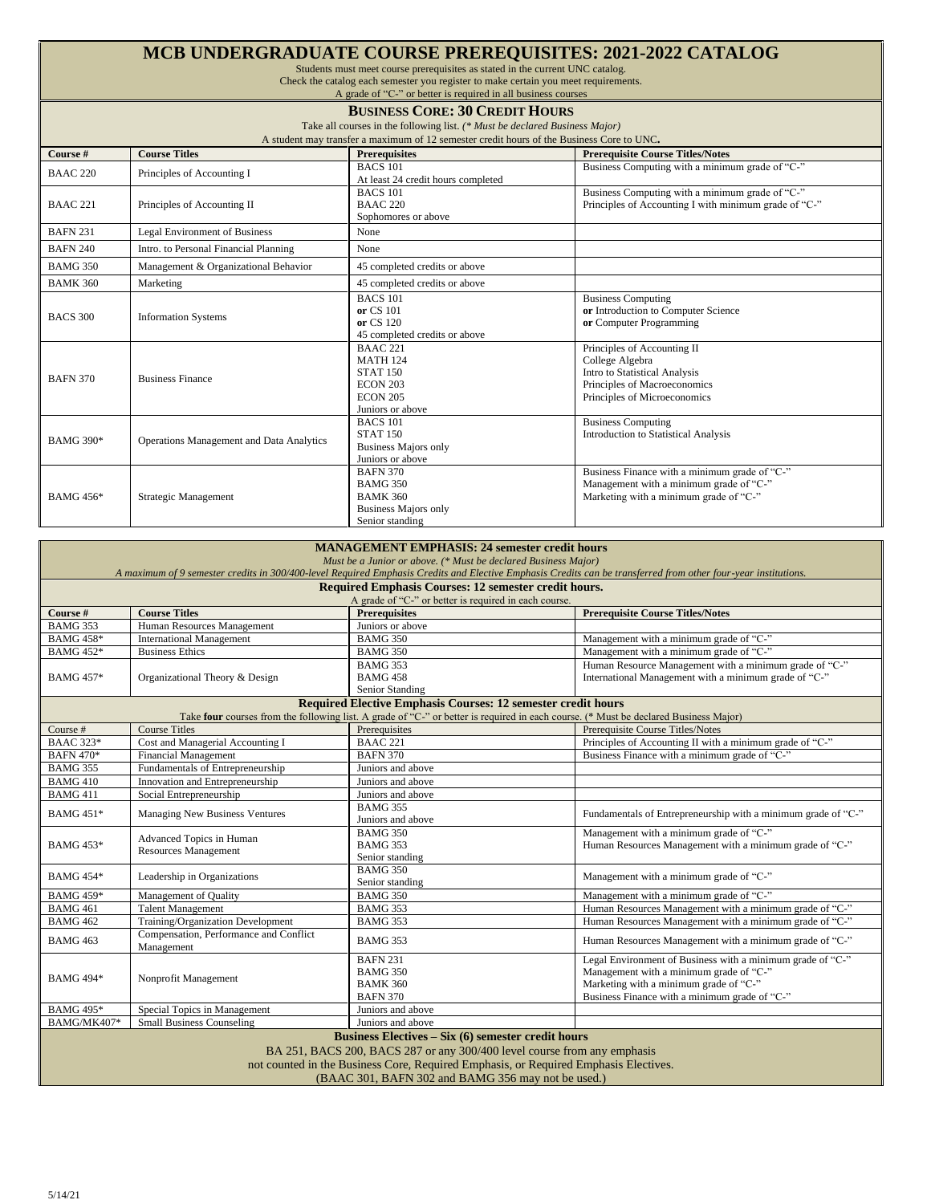# MCB UNDERGRADUATE COURSE PREREQUISITES: 2021-2022 CATALOG

Students must meet course prerequisites as stated in the current UNC catalog.
Check the catalog each semester you register to make certain you meet requirements.
A grade of "C-" or better is required in all business courses

## BUSINESS CORE: 30 CREDIT HOURS

Take all courses in the following list. (* *Must be declared Business Major)*
A student may transfer a maximum of 12 semester credit hours of the Business Core to UNC**.**

| Course # | Course Titles | Prerequisites | Prerequisite Course Titles/Notes |
|---|---|---|---|
| BAAC 220 | Principles of Accounting I | BACS 101<br>At least 24 credit hours completed | Business Computing with a minimum grade of "C-" |
| BAAC 221 | Principles of Accounting II | BACS 101<br>BAAC 220<br>Sophomores or above | Business Computing with a minimum grade of "C-"<br>Principles of Accounting I with minimum grade of "C-" |
| BAFN 231 | Legal Environment of Business | None | |
| BAFN 240 | Intro. to Personal Financial Planning | None | |
| BAMG 350 | Management & Organizational Behavior | 45 completed credits or above | |
| BAMK 360 | Marketing | 45 completed credits or above | |
| BACS 300 | Information Systems | BACS 101<br>**or** CS 101<br>**or** CS 120<br>45 completed credits or above | Business Computing<br>**or** Introduction to Computer Science<br>**or** Computer Programming |
| BAFN 370 | Business Finance | BAAC 221<br>MATH 124<br>STAT 150<br>ECON 203<br>ECON 205<br>Juniors or above | Principles of Accounting II<br>College Algebra<br>Intro to Statistical Analysis<br>Principles of Macroeconomics<br>Principles of Microeconomics |
| BAMG 390* | Operations Management and Data Analytics | BACS 101<br>STAT 150<br>Business Majors only<br>Juniors or above | Business Computing<br>Introduction to Statistical Analysis |
| BAMG 456* | Strategic Management | BAFN 370<br>BAMG 350<br>BAMK 360<br>Business Majors only<br>Senior standing | Business Finance with a minimum grade of "C-"<br>Management with a minimum grade of "C-"<br>Marketing with a minimum grade of "C-" |

## MANAGEMENT EMPHASIS: 24 semester credit hours

*Must be a Junior or above. (* Must be declared Business Major)*
*A maximum of 9 semester credits in 300/400-level Required Emphasis Credits and Elective Emphasis Credits can be transferred from other four-year institutions.*

### Required Emphasis Courses: 12 semester credit hours.

A grade of "C-" or better is required in each course.

| Course # | Course Titles | Prerequisites | Prerequisite Course Titles/Notes |
|---|---|---|---|
| BAMG 353 | Human Resources Management | Juniors or above | |
| BAMG 458* | International Management | BAMG 350 | Management with a minimum grade of "C-" |
| BAMG 452* | Business Ethics | BAMG 350 | Management with a minimum grade of "C-" |
| BAMG 457* | Organizational Theory & Design | BAMG 353<br>BAMG 458<br>Senior Standing | Human Resource Management with a minimum grade of "C-"<br>International Management with a minimum grade of "C-" |

### Required Elective Emphasis Courses: 12 semester credit hours

Take **four** courses from the following list. A grade of "C-" or better is required in each course. (* Must be declared Business Major)

| Course # | Course Titles | Prerequisites | Prerequisite Course Titles/Notes |
|---|---|---|---|
| BAAC 323* | Cost and Managerial Accounting I | BAAC 221 | Principles of Accounting II with a minimum grade of "C-" |
| BAFN 470* | Financial Management | BAFN 370 | Business Finance with a minimum grade of "C-" |
| BAMG 355 | Fundamentals of Entrepreneurship | Juniors and above | |
| BAMG 410 | Innovation and Entrepreneurship | Juniors and above | |
| BAMG 411 | Social Entrepreneurship | Juniors and above | |
| BAMG 451* | Managing New Business Ventures | BAMG 355<br>Juniors and above | Fundamentals of Entrepreneurship with a minimum grade of "C-" |
| BAMG 453* | Advanced Topics in Human Resources Management | BAMG 350<br>BAMG 353<br>Senior standing | Management with a minimum grade of "C-"<br>Human Resources Management with a minimum grade of "C-" |
| BAMG 454* | Leadership in Organizations | BAMG 350<br>Senior standing | Management with a minimum grade of "C-" |
| BAMG 459* | Management of Quality | BAMG 350 | Management with a minimum grade of "C-" |
| BAMG 461 | Talent Management | BAMG 353 | Human Resources Management with a minimum grade of "C-" |
| BAMG 462 | Training/Organization Development | BAMG 353 | Human Resources Management with a minimum grade of "C-" |
| BAMG 463 | Compensation, Performance and Conflict Management | BAMG 353 | Human Resources Management with a minimum grade of "C-" |
| BAMG 494* | Nonprofit Management | BAFN 231<br>BAMG 350<br>BAMK 360<br>BAFN 370 | Legal Environment of Business with a minimum grade of "C-"<br>Management with a minimum grade of "C-"<br>Marketing with a minimum grade of "C-"<br>Business Finance with a minimum grade of "C-" |
| BAMG 495* | Special Topics in Management | Juniors and above | |
| BAMG/MK407* | Small Business Counseling | Juniors and above | |

### Business Electives – Six (6) semester credit hours

BA 251, BACS 200, BACS 287 or any 300/400 level course from any emphasis
not counted in the Business Core, Required Emphasis, or Required Emphasis Electives.
(BAAC 301, BAFN 302 and BAMG 356 may not be used.)

5/14/21